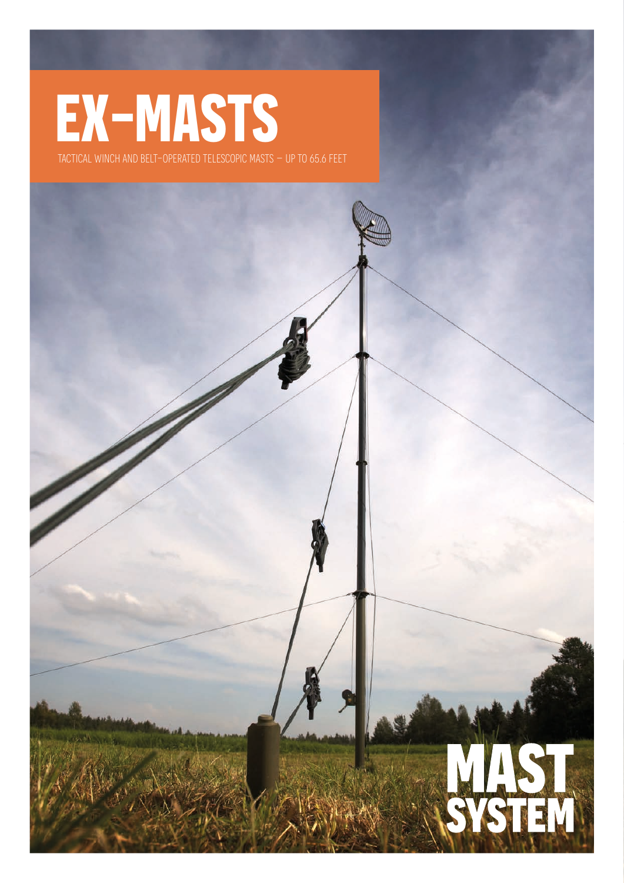# EX-MASTS

TACTICAL WINCH AND BELT-OPERATED TELESCOPIC MASTS – UP TO 65.6 FEET

MAST SYSTEM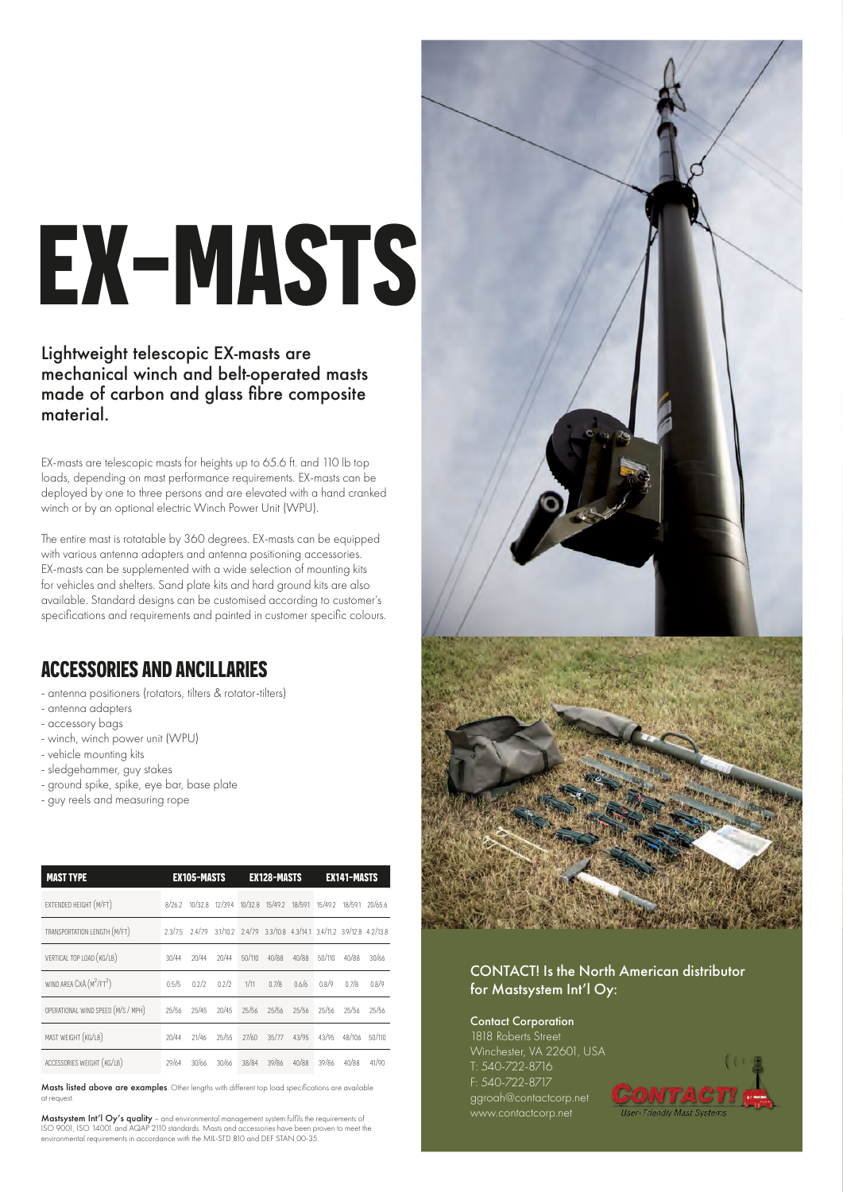# EX-MASTS

## Lightweight telescopic EX-masts are mechanical winch and belt-operated masts made of carbon and glass fibre composite material.

EX-masts are telescopic masts for heights up to 65.6 ft. and 110 lb top loads, depending on mast performance requirements. EX-masts can be deployed by one to three persons and are elevated with a hand cranked winch or by an optional electric Winch Power Unit (WPU).

The entire mast is rotatable by 360 degrees. EX-masts can be equipped with various antenna adapters and antenna positioning accessories. EX-masts can be supplemented with a wide selection of mounting kits for vehicles and shelters. Sand plate kits and hard ground kits are also available. Standard designs can be customised according to customer's specifications and requirements and painted in customer specific colours.

## ACCESSORIES AND ANCILLARIES

- antenna positioners (rotators, tilters & rotator-tilters)
- antenna adapters
- accessory bags
- winch, winch power unit (WPU)
- vehicle mounting kits
- sledgehammer, guy stakes
- ground spike, spike, eye bar, base plate
- guy reels and measuring rope

| MAST TYPE | EX105-MASTS | | | EX128-MASTS | | | EX141-MASTS | | |
|---|---|---|---|---|---|---|---|---|---|
| EXTENDED HEIGHT (M/FT) | 8/26.2 | 10/32.8 | 12/39.4 | 10/32.8 | 15/49.2 | 18/59.1 | 15/49.2 | 18/59.1 | 20/65.6 |
| TRANSPORTATION LENGTH (M/FT) | 2.3/7.5 | 2.4/7.9 | 3.1/10.2 | 2.4/7.9 | 3.3/10.8 | 4.3/14.1 | 3.4/11.2 | 3.9/12.8 | 4.2/13.8 |
| VERTICAL TOP LOAD (KG/LB) | 30/44 | 20/44 | 20/44 | 50/110 | 40/88 | 40/88 | 50/110 | 40/88 | 30/66 |
| WIND AREA CXA ($M^2/FT^2$) | 0.5/5 | 0.2/2 | 0.2/2 | 1/11 | 0.7/8 | 0.6/6 | 0.8/9 | 0.7/8 | 0.8/9 |
| OPERATIONAL WIND SPEED (M/S / MPH) | 25/56 | 25/45 | 20/45 | 25/56 | 25/56 | 25/56 | 25/56 | 25/56 | 25/56 |
| MAST WEIGHT (KG/LB) | 20/44 | 21/46 | 25/55 | 27/60 | 35/77 | 43/95 | 43/95 | 48/106 | 50/110 |
| ACCESSORIES WEIGHT (KG/LB) | 29/64 | 30/66 | 30/66 | 38/84 | 39/86 | 40/88 | 39/86 | 40/88 | 41/90 |

**Masts listed above are examples**. Other lengths with different top load specifications are available at request.

**Mastsystem Int'l Oy's quality** – and environmental management system fulfils the requirements of ISO 9001, ISO 14001 and AQAP 2110 standards. Masts and accessories have been proven to meet the environmental requirements in accordance with the MIL-STD 810 and DEF STAN 00-35.

CONTACT! Is the North American distributor for Mastsystem Int'l Oy:

**Contact Corporation**
1818 Roberts Street
Winchester, VA 22601, USA
T: 540-722-8716
F: 540-722-8717
ggroah@contactcorp.net
www.contactcorp.net

CONTACT!
User-Friendly Mast Systems